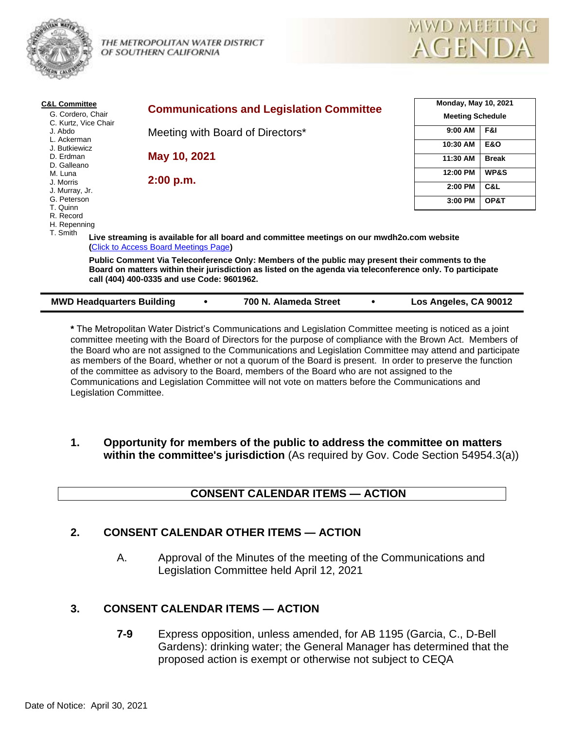THE METROPOLITAN WATER DISTRICT OF SOUTHERN CALIFORNIA

MWD MEETING AGENDA

**C&L Committee**
- G. Cordero, Chair
- C. Kurtz, Vice Chair
- J. Abdo
- L. Ackerman
- J. Butkiewicz
- D. Erdman
- D. Galleano
- M. Luna
- J. Morris
- J. Murray, Jr.
- G. Peterson
- T. Quinn
- R. Record
- H. Repenning
- T. Smith

## Communications and Legislation Committee

Meeting with Board of Directors*

**May 10, 2021**

**2:00 p.m.**

| Monday, May 10, 2021 Meeting Schedule | |
|---|---|
| 9:00 AM | F&I |
| 10:30 AM | E&O |
| 11:30 AM | Break |
| 12:00 PM | WP&S |
| 2:00 PM | C&L |
| 3:00 PM | OP&T |

**Live streaming is available for all board and committee meetings on our mwdh2o.com website (Click to Access Board Meetings Page)**

**Public Comment Via Teleconference Only: Members of the public may present their comments to the Board on matters within their jurisdiction as listed on the agenda via teleconference only. To participate call (404) 400-0335 and use Code: 9601962.**

**MWD Headquarters Building • 700 N. Alameda Street • Los Angeles, CA 90012**

**\*** The Metropolitan Water District's Communications and Legislation Committee meeting is noticed as a joint committee meeting with the Board of Directors for the purpose of compliance with the Brown Act. Members of the Board who are not assigned to the Communications and Legislation Committee may attend and participate as members of the Board, whether or not a quorum of the Board is present. In order to preserve the function of the committee as advisory to the Board, members of the Board who are not assigned to the Communications and Legislation Committee will not vote on matters before the Communications and Legislation Committee.

**1. Opportunity for members of the public to address the committee on matters within the committee's jurisdiction** (As required by Gov. Code Section 54954.3(a))

## CONSENT CALENDAR ITEMS — ACTION

### 2. CONSENT CALENDAR OTHER ITEMS — ACTION

A. Approval of the Minutes of the meeting of the Communications and Legislation Committee held April 12, 2021

### 3. CONSENT CALENDAR ITEMS — ACTION

**7-9** Express opposition, unless amended, for AB 1195 (Garcia, C., D-Bell Gardens): drinking water; the General Manager has determined that the proposed action is exempt or otherwise not subject to CEQA

Date of Notice: April 30, 2021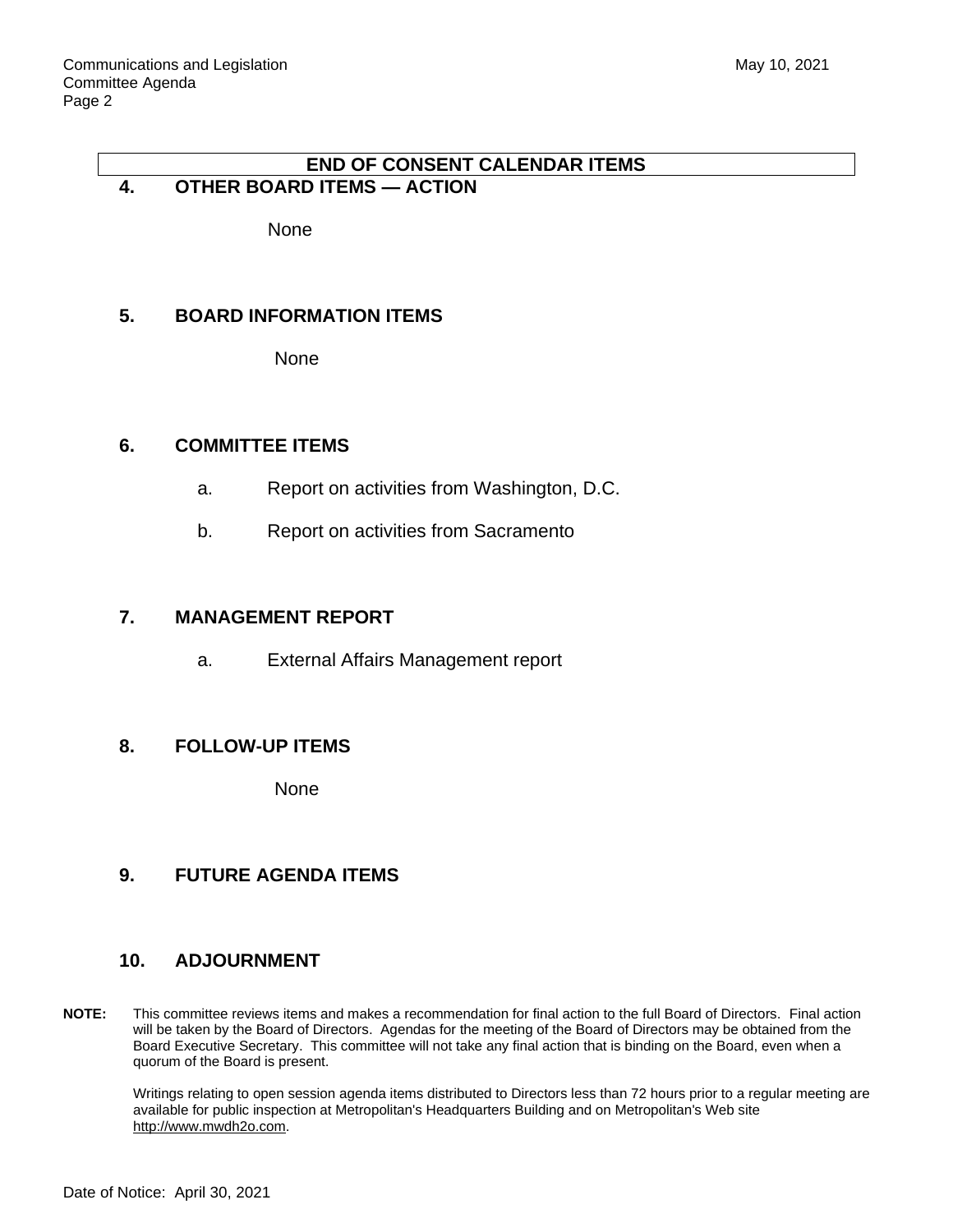**END OF CONSENT CALENDAR ITEMS**

## 4. OTHER BOARD ITEMS — ACTION

None

## 5. BOARD INFORMATION ITEMS

None

## 6. COMMITTEE ITEMS

a. Report on activities from Washington, D.C.

b. Report on activities from Sacramento

## 7. MANAGEMENT REPORT

a. External Affairs Management report

## 8. FOLLOW-UP ITEMS

None

## 9. FUTURE AGENDA ITEMS

## 10. ADJOURNMENT

**NOTE:** This committee reviews items and makes a recommendation for final action to the full Board of Directors. Final action will be taken by the Board of Directors. Agendas for the meeting of the Board of Directors may be obtained from the Board Executive Secretary. This committee will not take any final action that is binding on the Board, even when a quorum of the Board is present.

Writings relating to open session agenda items distributed to Directors less than 72 hours prior to a regular meeting are available for public inspection at Metropolitan's Headquarters Building and on Metropolitan's Web site http://www.mwdh2o.com.

Date of Notice: April 30, 2021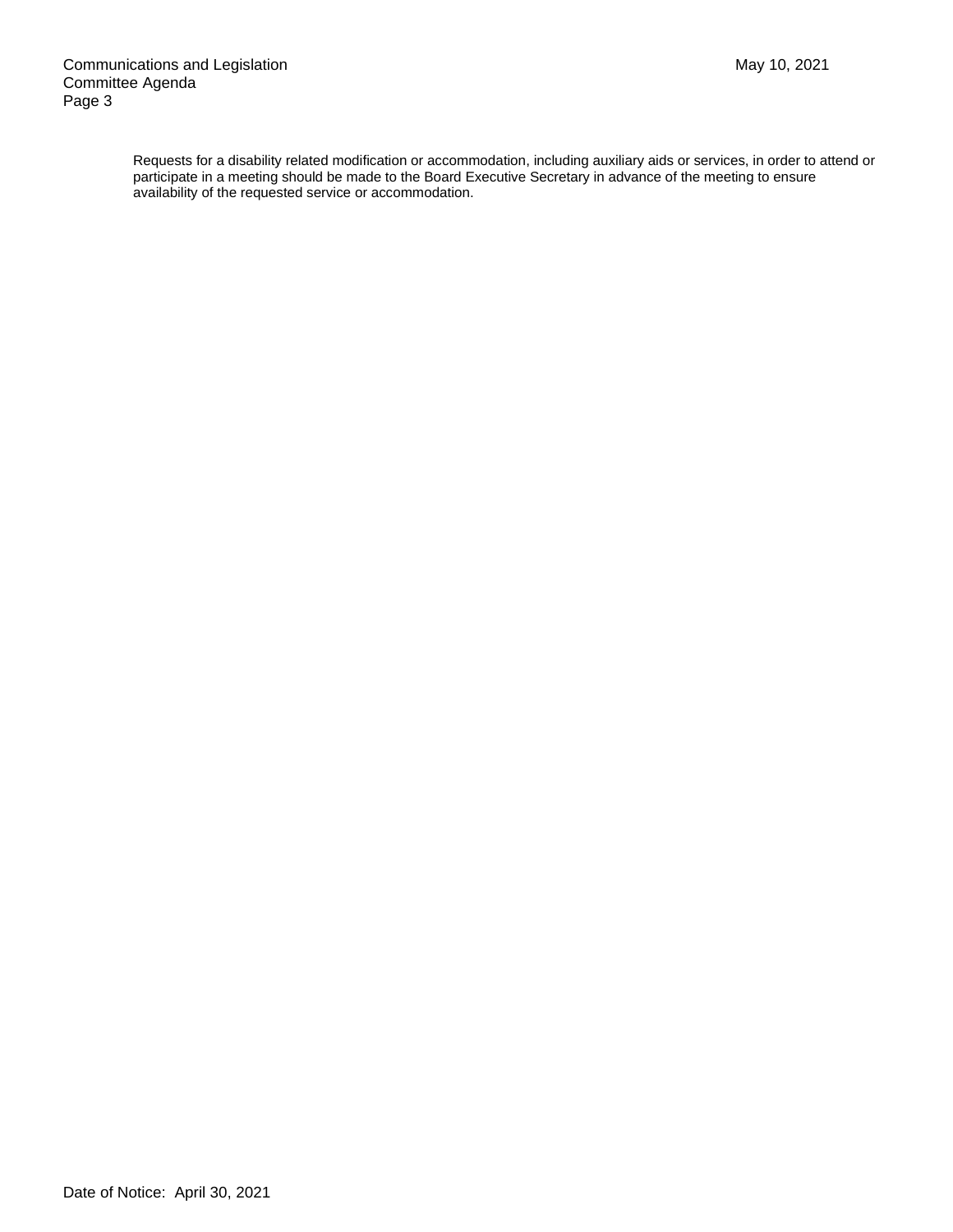Requests for a disability related modification or accommodation, including auxiliary aids or services, in order to attend or participate in a meeting should be made to the Board Executive Secretary in advance of the meeting to ensure availability of the requested service or accommodation.

Date of Notice: April 30, 2021